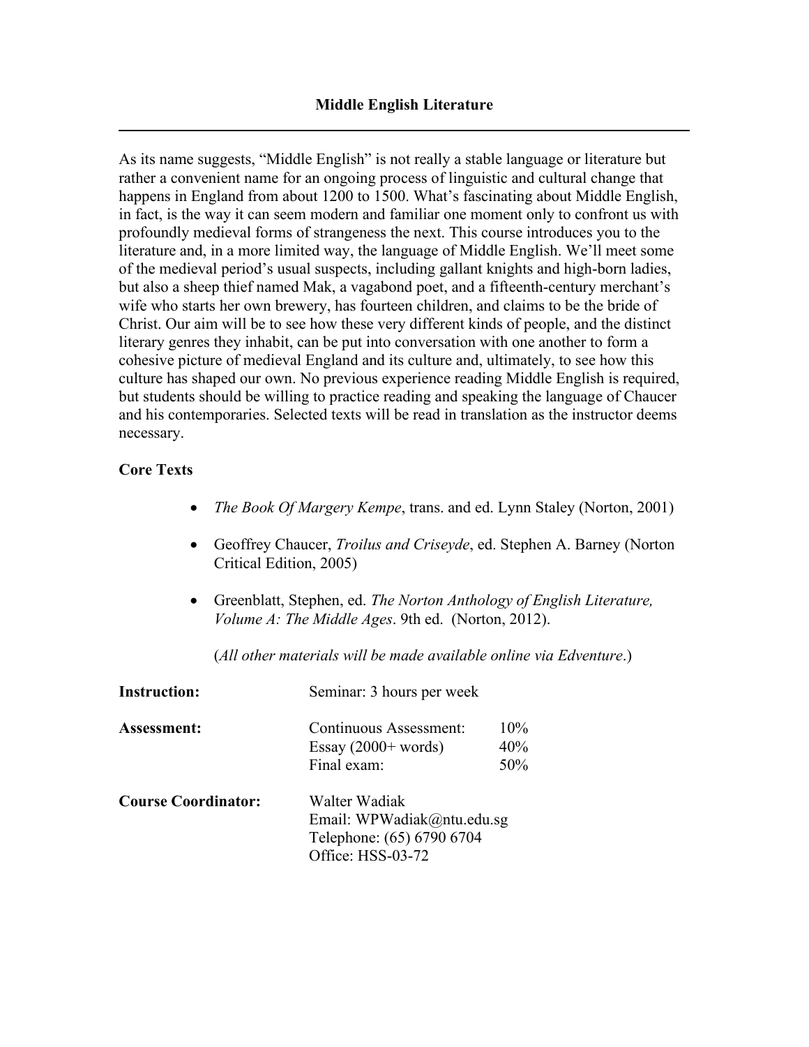# Middle English Literature

As its name suggests, "Middle English" is not really a stable language or literature but rather a convenient name for an ongoing process of linguistic and cultural change that happens in England from about 1200 to 1500. What's fascinating about Middle English, in fact, is the way it can seem modern and familiar one moment only to confront us with profoundly medieval forms of strangeness the next. This course introduces you to the literature and, in a more limited way, the language of Middle English. We'll meet some of the medieval period's usual suspects, including gallant knights and high-born ladies, but also a sheep thief named Mak, a vagabond poet, and a fifteenth-century merchant's wife who starts her own brewery, has fourteen children, and claims to be the bride of Christ. Our aim will be to see how these very different kinds of people, and the distinct literary genres they inhabit, can be put into conversation with one another to form a cohesive picture of medieval England and its culture and, ultimately, to see how this culture has shaped our own. No previous experience reading Middle English is required, but students should be willing to practice reading and speaking the language of Chaucer and his contemporaries. Selected texts will be read in translation as the instructor deems necessary.

**Core Texts**

- *The Book Of Margery Kempe*, trans. and ed. Lynn Staley (Norton, 2001)
- Geoffrey Chaucer, *Troilus and Criseyde*, ed. Stephen A. Barney (Norton Critical Edition, 2005)
- Greenblatt, Stephen, ed. *The Norton Anthology of English Literature, Volume A: The Middle Ages*. 9th ed. (Norton, 2012).

(*All other materials will be made available online via Edventure*.)

**Instruction:** Seminar: 3 hours per week

**Assessment:**

| | |
|---|---|
| Continuous Assessment: | 10% |
| Essay (2000+ words) | 40% |
| Final exam: | 50% |

**Course Coordinator:**
Walter Wadiak
Email: WPWadiak@ntu.edu.sg
Telephone: (65) 6790 6704
Office: HSS-03-72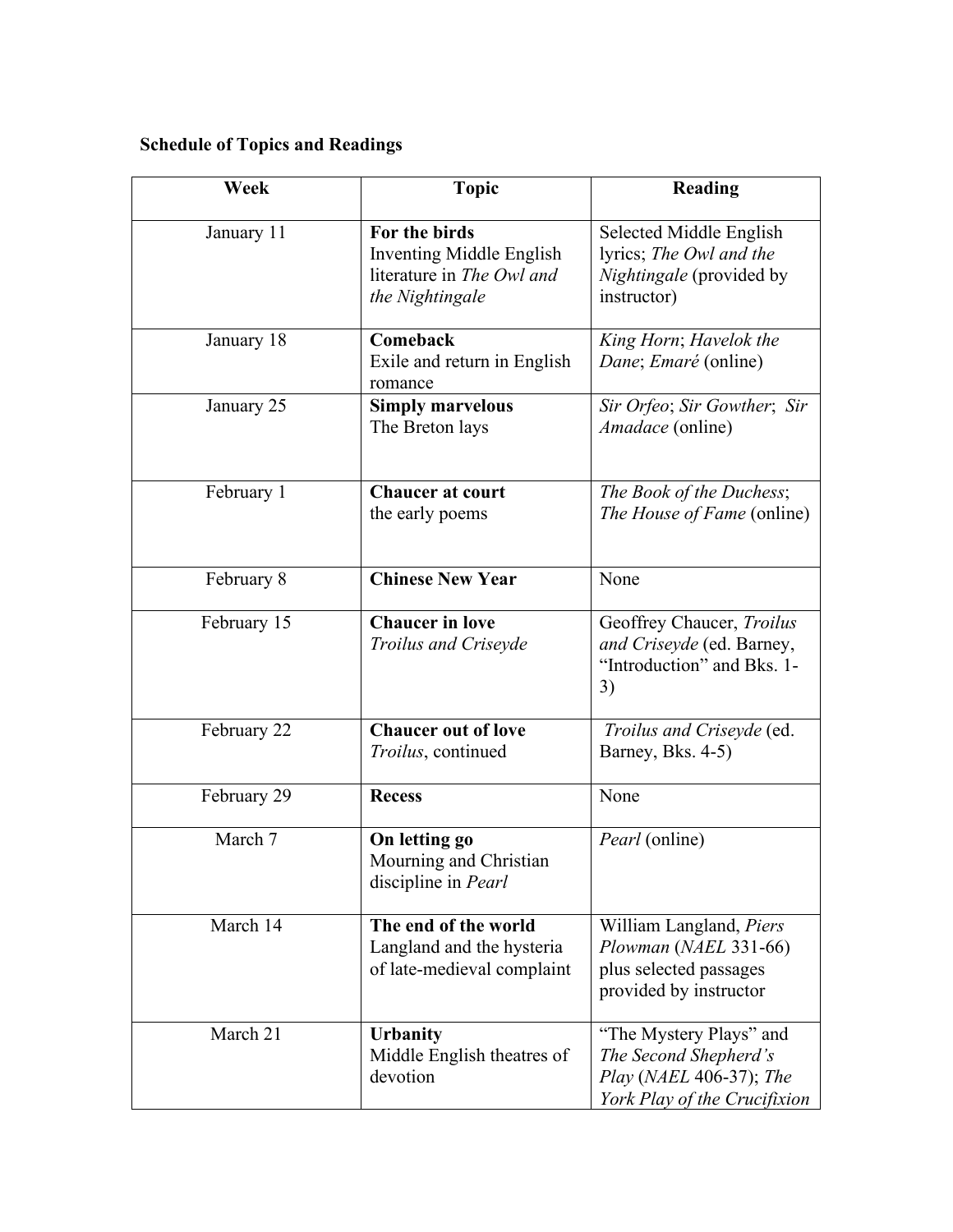**Schedule of Topics and Readings**

| Week | Topic | Reading |
|---|---|---|
| January 11 | **For the birds** Inventing Middle English literature in *The Owl and the Nightingale* | Selected Middle English lyrics; *The Owl and the Nightingale* (provided by instructor) |
| January 18 | **Comeback** Exile and return in English romance | *King Horn*; *Havelok the Dane*; *Emaré* (online) |
| January 25 | **Simply marvelous** The Breton lays | *Sir Orfeo*; *Sir Gowther*; *Sir Amadace* (online) |
| February 1 | **Chaucer at court** the early poems | *The Book of the Duchess*; *The House of Fame* (online) |
| February 8 | **Chinese New Year** | None |
| February 15 | **Chaucer in love** *Troilus and Criseyde* | Geoffrey Chaucer, *Troilus and Criseyde* (ed. Barney, "Introduction" and Bks. 1-3) |
| February 22 | **Chaucer out of love** *Troilus*, continued | *Troilus and Criseyde* (ed. Barney, Bks. 4-5) |
| February 29 | **Recess** | None |
| March 7 | **On letting go** Mourning and Christian discipline in *Pearl* | *Pearl* (online) |
| March 14 | **The end of the world** Langland and the hysteria of late-medieval complaint | William Langland, *Piers Plowman* (*NAEL* 331-66) plus selected passages provided by instructor |
| March 21 | **Urbanity** Middle English theatres of devotion | "The Mystery Plays" and *The Second Shepherd's Play* (*NAEL* 406-37); *The York Play of the Crucifixion* |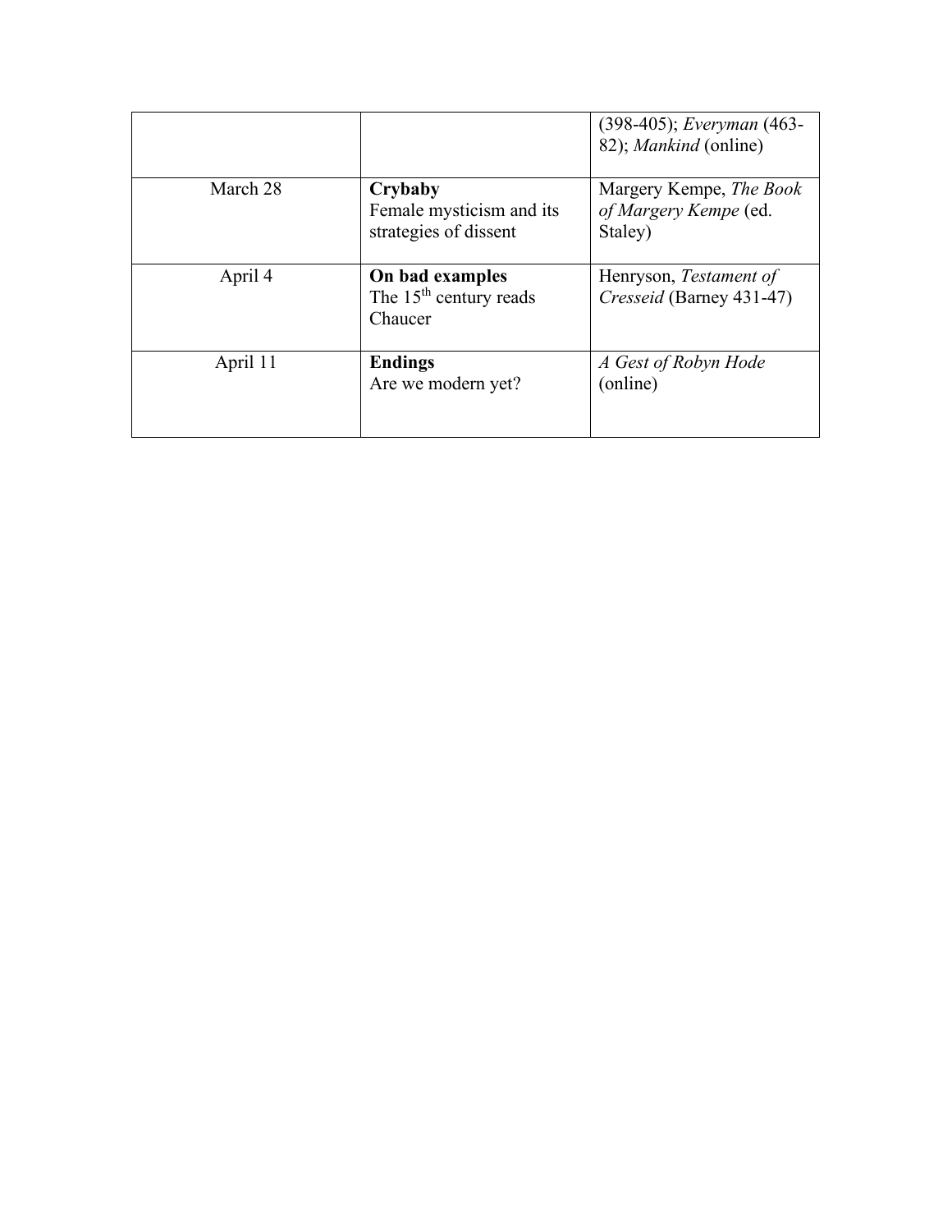| | | |
|---|---|---|
| | | (398-405); *Everyman* (463-82); *Mankind* (online) |
| March 28 | **Crybaby**<br>Female mysticism and its strategies of dissent | Margery Kempe, *The Book of Margery Kempe* (ed. Staley) |
| April 4 | **On bad examples**<br>The 15th century reads Chaucer | Henryson, *Testament of Cresseid* (Barney 431-47) |
| April 11 | **Endings**<br>Are we modern yet? | *A Gest of Robyn Hode* (online) |